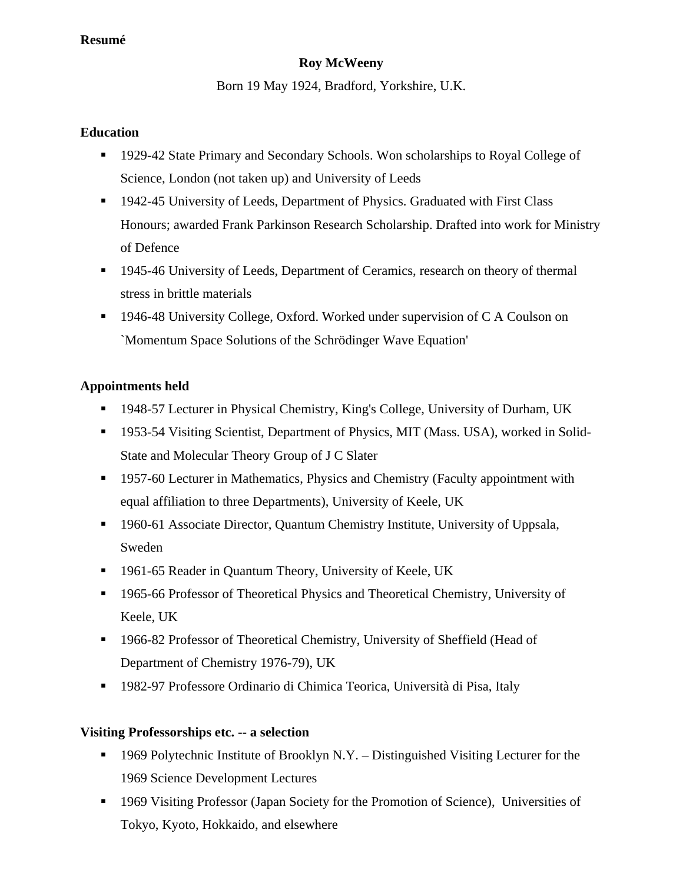**Resumé**

**Roy McWeeny**

Born 19 May 1924, Bradford, Yorkshire, U.K.

**Education**

- 1929-42 State Primary and Secondary Schools. Won scholarships to Royal College of Science, London (not taken up) and University of Leeds
- 1942-45 University of Leeds, Department of Physics. Graduated with First Class Honours; awarded Frank Parkinson Research Scholarship. Drafted into work for Ministry of Defence
- 1945-46 University of Leeds, Department of Ceramics, research on theory of thermal stress in brittle materials
- 1946-48 University College, Oxford. Worked under supervision of C A Coulson on `Momentum Space Solutions of the Schrödinger Wave Equation'

**Appointments held**

- 1948-57 Lecturer in Physical Chemistry, King's College, University of Durham, UK
- 1953-54 Visiting Scientist, Department of Physics, MIT (Mass. USA), worked in Solid-State and Molecular Theory Group of J C Slater
- 1957-60 Lecturer in Mathematics, Physics and Chemistry (Faculty appointment with equal affiliation to three Departments), University of Keele, UK
- 1960-61 Associate Director, Quantum Chemistry Institute, University of Uppsala, Sweden
- 1961-65 Reader in Quantum Theory, University of Keele, UK
- 1965-66 Professor of Theoretical Physics and Theoretical Chemistry, University of Keele, UK
- 1966-82 Professor of Theoretical Chemistry, University of Sheffield (Head of Department of Chemistry 1976-79), UK
- 1982-97 Professore Ordinario di Chimica Teorica, Università di Pisa, Italy

**Visiting Professorships etc. -- a selection**

- 1969 Polytechnic Institute of Brooklyn N.Y. – Distinguished Visiting Lecturer for the 1969 Science Development Lectures
- 1969 Visiting Professor (Japan Society for the Promotion of Science), Universities of Tokyo, Kyoto, Hokkaido, and elsewhere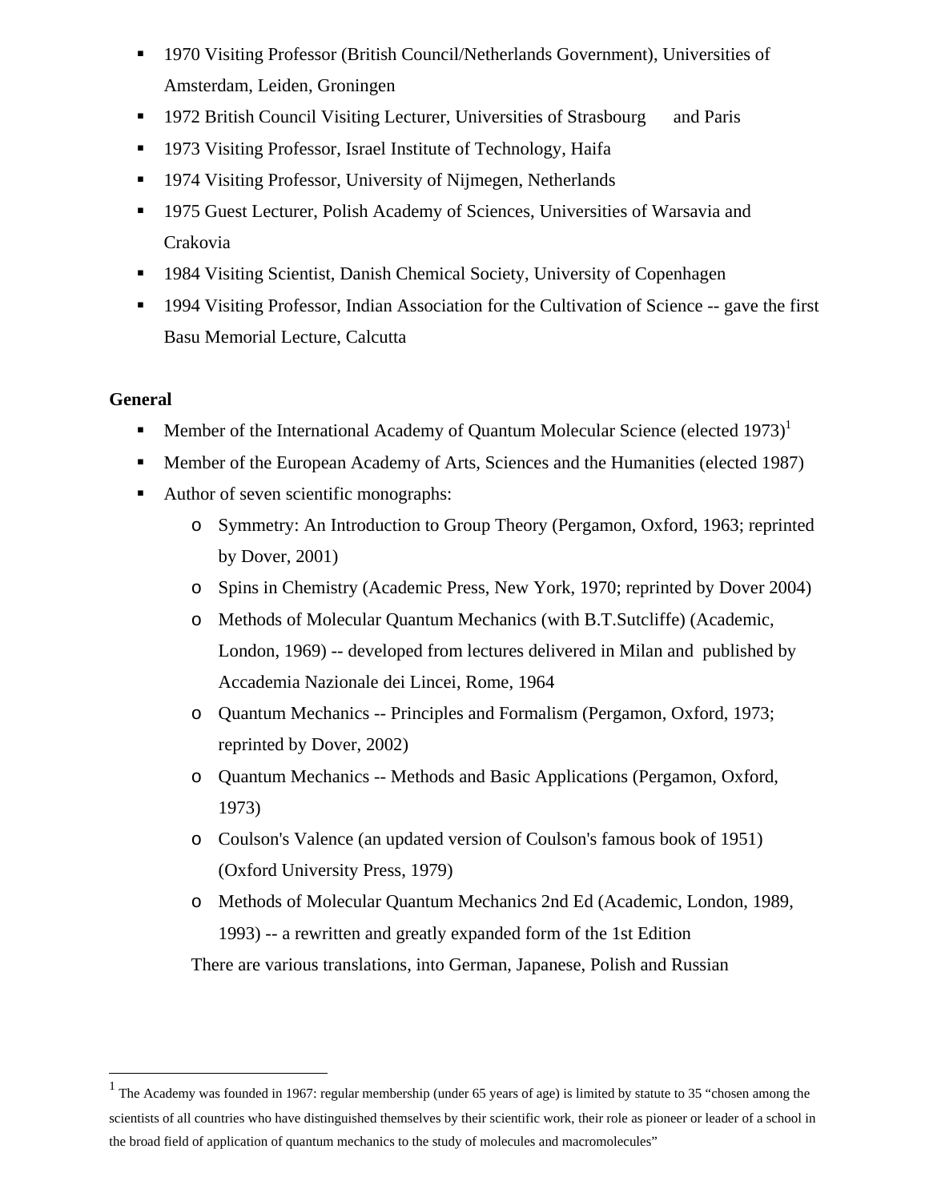- 1970 Visiting Professor (British Council/Netherlands Government), Universities of Amsterdam, Leiden, Groningen
- 1972 British Council Visiting Lecturer, Universities of Strasbourg and Paris
- 1973 Visiting Professor, Israel Institute of Technology, Haifa
- 1974 Visiting Professor, University of Nijmegen, Netherlands
- 1975 Guest Lecturer, Polish Academy of Sciences, Universities of Warsavia and Crakovia
- 1984 Visiting Scientist, Danish Chemical Society, University of Copenhagen
- 1994 Visiting Professor, Indian Association for the Cultivation of Science -- gave the first Basu Memorial Lecture, Calcutta

**General**

- Member of the International Academy of Quantum Molecular Science (elected 1973)[1]
- Member of the European Academy of Arts, Sciences and the Humanities (elected 1987)
- Author of seven scientific monographs:
  - Symmetry: An Introduction to Group Theory (Pergamon, Oxford, 1963; reprinted by Dover, 2001)
  - Spins in Chemistry (Academic Press, New York, 1970; reprinted by Dover 2004)
  - Methods of Molecular Quantum Mechanics (with B.T.Sutcliffe) (Academic, London, 1969) -- developed from lectures delivered in Milan and published by Accademia Nazionale dei Lincei, Rome, 1964
  - Quantum Mechanics -- Principles and Formalism (Pergamon, Oxford, 1973; reprinted by Dover, 2002)
  - Quantum Mechanics -- Methods and Basic Applications (Pergamon, Oxford, 1973)
  - Coulson's Valence (an updated version of Coulson's famous book of 1951) (Oxford University Press, 1979)
  - Methods of Molecular Quantum Mechanics 2nd Ed (Academic, London, 1989, 1993) -- a rewritten and greatly expanded form of the 1st Edition

  There are various translations, into German, Japanese, Polish and Russian

---

[1] The Academy was founded in 1967: regular membership (under 65 years of age) is limited by statute to 35 "chosen among the scientists of all countries who have distinguished themselves by their scientific work, their role as pioneer or leader of a school in the broad field of application of quantum mechanics to the study of molecules and macromolecules"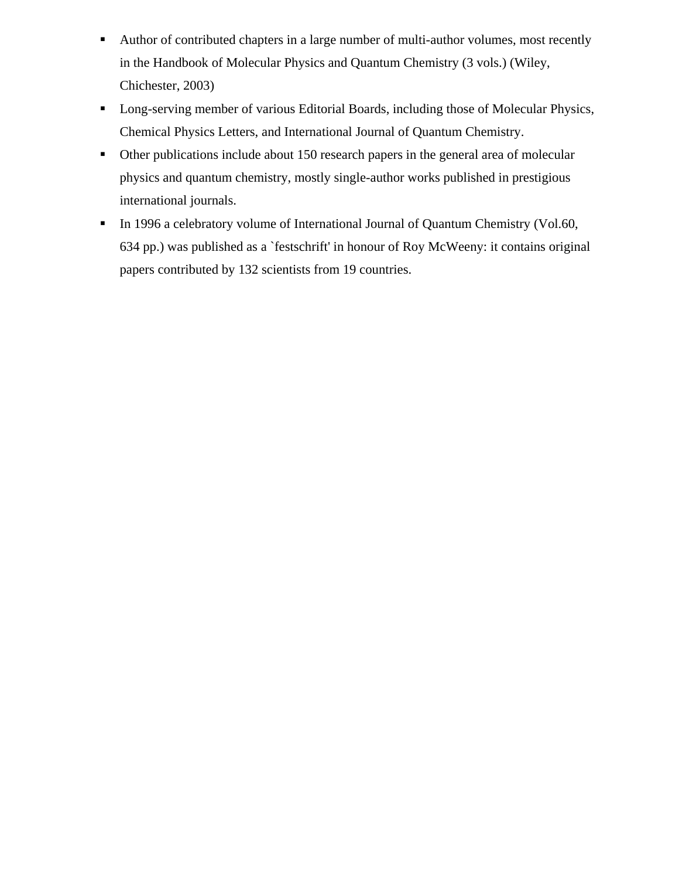- Author of contributed chapters in a large number of multi-author volumes, most recently in the Handbook of Molecular Physics and Quantum Chemistry (3 vols.) (Wiley, Chichester, 2003)
- Long-serving member of various Editorial Boards, including those of Molecular Physics, Chemical Physics Letters, and International Journal of Quantum Chemistry.
- Other publications include about 150 research papers in the general area of molecular physics and quantum chemistry, mostly single-author works published in prestigious international journals.
- In 1996 a celebratory volume of International Journal of Quantum Chemistry (Vol.60, 634 pp.) was published as a `festschrift' in honour of Roy McWeeny: it contains original papers contributed by 132 scientists from 19 countries.